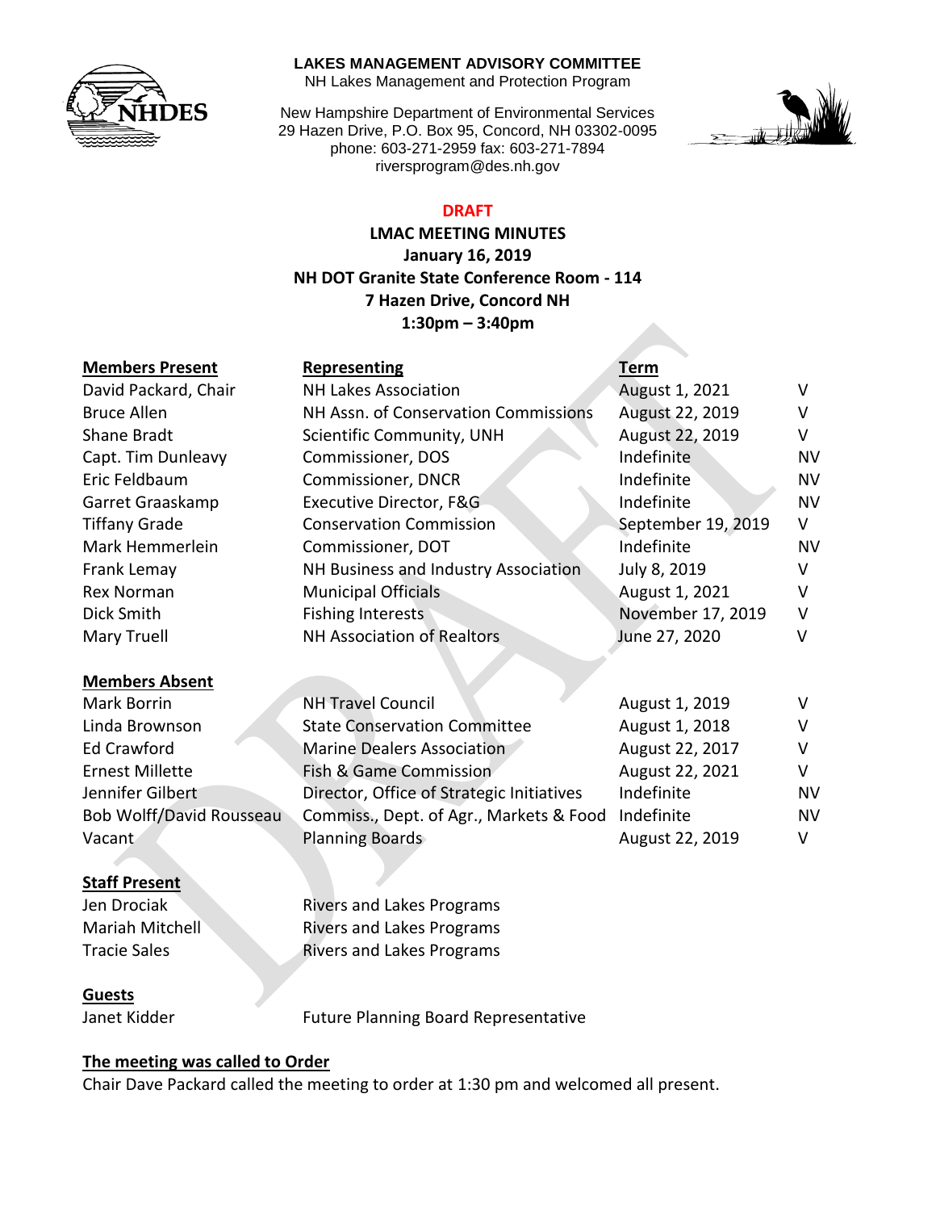**LAKES MANAGEMENT ADVISORY COMMITTEE**
NH Lakes Management and Protection Program

New Hampshire Department of Environmental Services
29 Hazen Drive, P.O. Box 95, Concord, NH 03302-0095
phone: 603-271-2959 fax: 603-271-7894
riversprogram@des.nh.gov

**DRAFT**

**LMAC MEETING MINUTES**
**January 16, 2019**
**NH DOT Granite State Conference Room - 114**
**7 Hazen Drive, Concord NH**
**1:30pm – 3:40pm**

| **Members Present** | **Representing** | **Term** | |
|---|---|---|---|
| David Packard, Chair | NH Lakes Association | August 1, 2021 | V |
| Bruce Allen | NH Assn. of Conservation Commissions | August 22, 2019 | V |
| Shane Bradt | Scientific Community, UNH | August 22, 2019 | V |
| Capt. Tim Dunleavy | Commissioner, DOS | Indefinite | NV |
| Eric Feldbaum | Commissioner, DNCR | Indefinite | NV |
| Garret Graaskamp | Executive Director, F&G | Indefinite | NV |
| Tiffany Grade | Conservation Commission | September 19, 2019 | V |
| Mark Hemmerlein | Commissioner, DOT | Indefinite | NV |
| Frank Lemay | NH Business and Industry Association | July 8, 2019 | V |
| Rex Norman | Municipal Officials | August 1, 2021 | V |
| Dick Smith | Fishing Interests | November 17, 2019 | V |
| Mary Truell | NH Association of Realtors | June 27, 2020 | V |

| **Members Absent** | | | |
|---|---|---|---|
| Mark Borrin | NH Travel Council | August 1, 2019 | V |
| Linda Brownson | State Conservation Committee | August 1, 2018 | V |
| Ed Crawford | Marine Dealers Association | August 22, 2017 | V |
| Ernest Millette | Fish & Game Commission | August 22, 2021 | V |
| Jennifer Gilbert | Director, Office of Strategic Initiatives | Indefinite | NV |
| Bob Wolff/David Rousseau | Commiss., Dept. of Agr., Markets & Food | Indefinite | NV |
| Vacant | Planning Boards | August 22, 2019 | V |

| **Staff Present** | |
|---|---|
| Jen Drociak | Rivers and Lakes Programs |
| Mariah Mitchell | Rivers and Lakes Programs |
| Tracie Sales | Rivers and Lakes Programs |

| **Guests** | |
|---|---|
| Janet Kidder | Future Planning Board Representative |

**The meeting was called to Order**

Chair Dave Packard called the meeting to order at 1:30 pm and welcomed all present.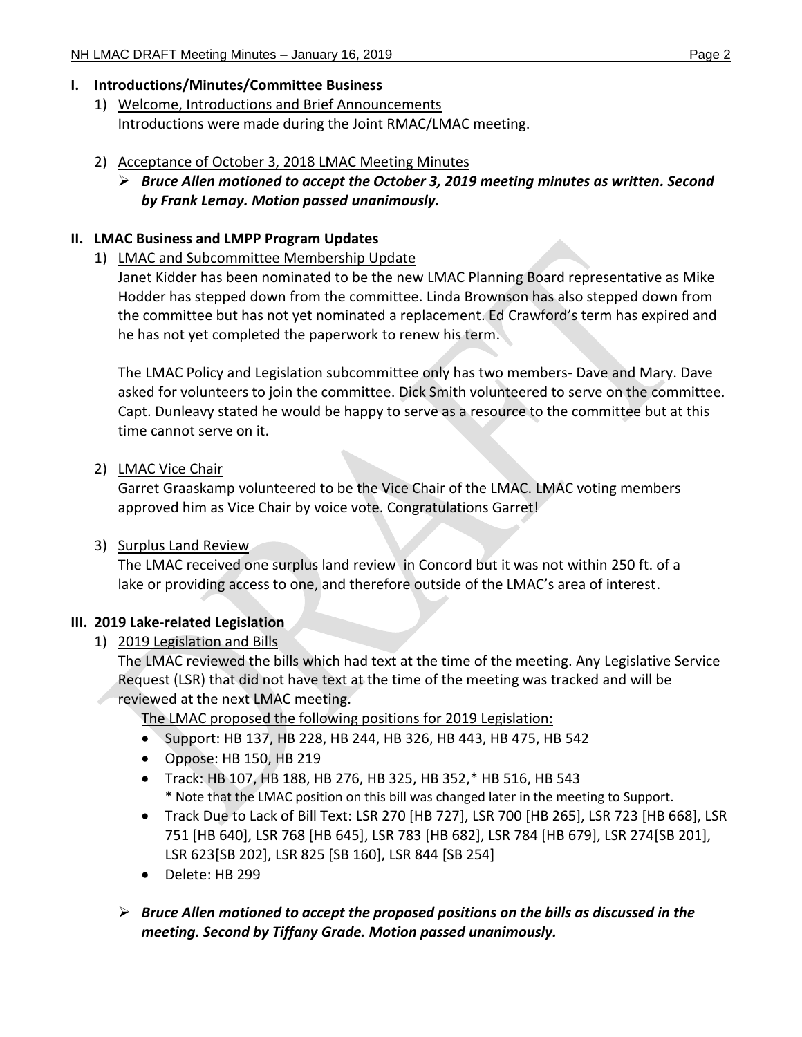## I. Introductions/Minutes/Committee Business

1) Welcome, Introductions and Brief Announcements
   Introductions were made during the Joint RMAC/LMAC meeting.

2) Acceptance of October 3, 2018 LMAC Meeting Minutes
   - ***Bruce Allen motioned to accept the October 3, 2019 meeting minutes as written. Second by Frank Lemay. Motion passed unanimously.***

## II. LMAC Business and LMPP Program Updates

1) LMAC and Subcommittee Membership Update
   Janet Kidder has been nominated to be the new LMAC Planning Board representative as Mike Hodder has stepped down from the committee. Linda Brownson has also stepped down from the committee but has not yet nominated a replacement. Ed Crawford's term has expired and he has not yet completed the paperwork to renew his term.

   The LMAC Policy and Legislation subcommittee only has two members- Dave and Mary. Dave asked for volunteers to join the committee. Dick Smith volunteered to serve on the committee. Capt. Dunleavy stated he would be happy to serve as a resource to the committee but at this time cannot serve on it.

2) LMAC Vice Chair
   Garret Graaskamp volunteered to be the Vice Chair of the LMAC. LMAC voting members approved him as Vice Chair by voice vote. Congratulations Garret!

3) Surplus Land Review
   The LMAC received one surplus land review in Concord but it was not within 250 ft. of a lake or providing access to one, and therefore outside of the LMAC's area of interest.

## III. 2019 Lake-related Legislation

1) 2019 Legislation and Bills
   The LMAC reviewed the bills which had text at the time of the meeting. Any Legislative Service Request (LSR) that did not have text at the time of the meeting was tracked and will be reviewed at the next LMAC meeting.
   The LMAC proposed the following positions for 2019 Legislation:
   - Support: HB 137, HB 228, HB 244, HB 326, HB 443, HB 475, HB 542
   - Oppose: HB 150, HB 219
   - Track: HB 107, HB 188, HB 276, HB 325, HB 352,* HB 516, HB 543
     * Note that the LMAC position on this bill was changed later in the meeting to Support.
   - Track Due to Lack of Bill Text: LSR 270 [HB 727], LSR 700 [HB 265], LSR 723 [HB 668], LSR 751 [HB 640], LSR 768 [HB 645], LSR 783 [HB 682], LSR 784 [HB 679], LSR 274[SB 201], LSR 623[SB 202], LSR 825 [SB 160], LSR 844 [SB 254]
   - Delete: HB 299

   - ***Bruce Allen motioned to accept the proposed positions on the bills as discussed in the meeting. Second by Tiffany Grade. Motion passed unanimously.***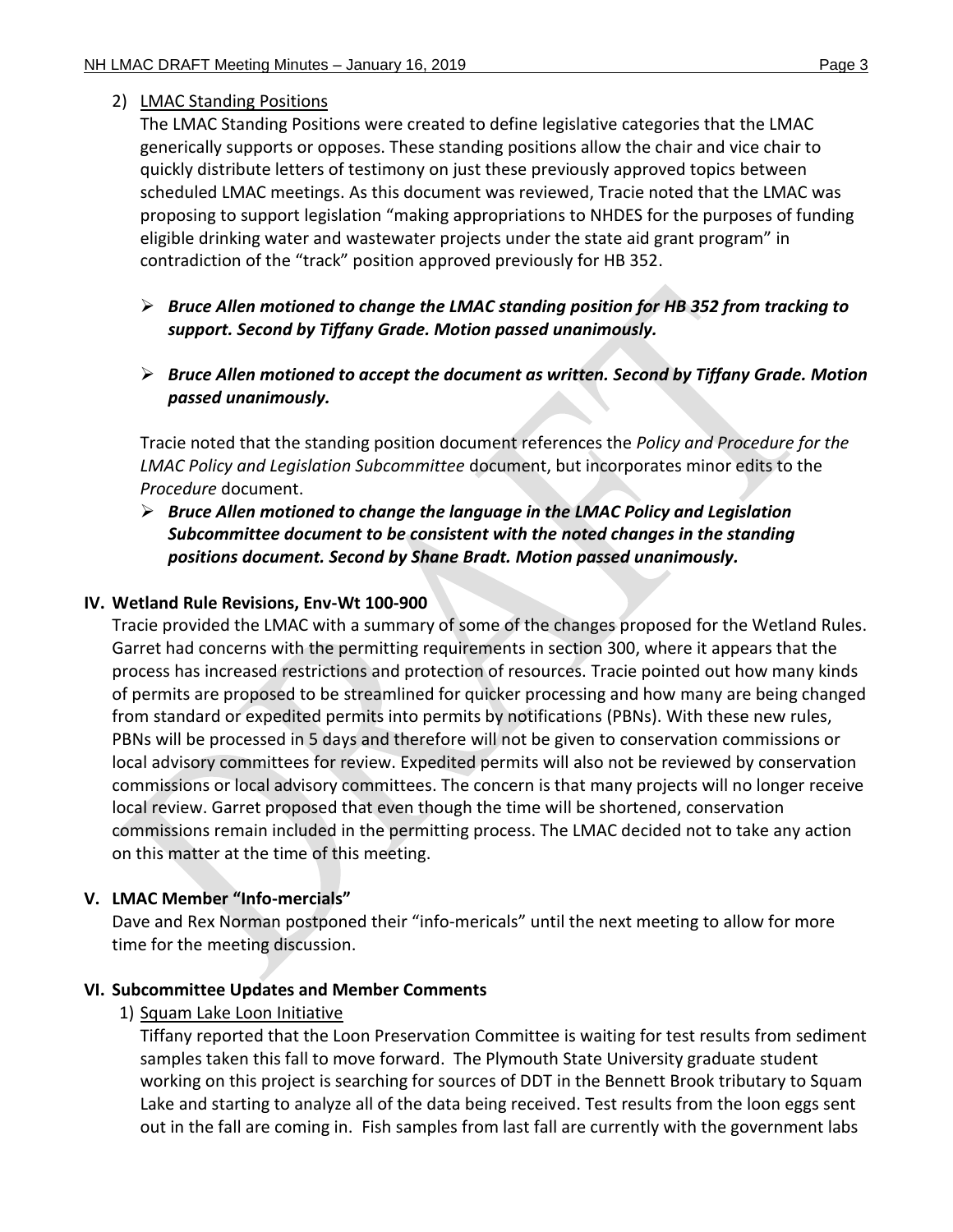2) LMAC Standing Positions

The LMAC Standing Positions were created to define legislative categories that the LMAC generically supports or opposes. These standing positions allow the chair and vice chair to quickly distribute letters of testimony on just these previously approved topics between scheduled LMAC meetings. As this document was reviewed, Tracie noted that the LMAC was proposing to support legislation "making appropriations to NHDES for the purposes of funding eligible drinking water and wastewater projects under the state aid grant program" in contradiction of the "track" position approved previously for HB 352.

- ***Bruce Allen motioned to change the LMAC standing position for HB 352 from tracking to support. Second by Tiffany Grade. Motion passed unanimously.***

- ***Bruce Allen motioned to accept the document as written. Second by Tiffany Grade. Motion passed unanimously.***

Tracie noted that the standing position document references the *Policy and Procedure for the LMAC Policy and Legislation Subcommittee* document, but incorporates minor edits to the *Procedure* document.

- ***Bruce Allen motioned to change the language in the LMAC Policy and Legislation Subcommittee document to be consistent with the noted changes in the standing positions document. Second by Shane Bradt. Motion passed unanimously.***

## IV. Wetland Rule Revisions, Env-Wt 100-900

Tracie provided the LMAC with a summary of some of the changes proposed for the Wetland Rules. Garret had concerns with the permitting requirements in section 300, where it appears that the process has increased restrictions and protection of resources. Tracie pointed out how many kinds of permits are proposed to be streamlined for quicker processing and how many are being changed from standard or expedited permits into permits by notifications (PBNs). With these new rules, PBNs will be processed in 5 days and therefore will not be given to conservation commissions or local advisory committees for review. Expedited permits will also not be reviewed by conservation commissions or local advisory committees. The concern is that many projects will no longer receive local review. Garret proposed that even though the time will be shortened, conservation commissions remain included in the permitting process. The LMAC decided not to take any action on this matter at the time of this meeting.

## V. LMAC Member "Info-mercials"

Dave and Rex Norman postponed their "info-mericals" until the next meeting to allow for more time for the meeting discussion.

## VI. Subcommittee Updates and Member Comments

1) Squam Lake Loon Initiative

Tiffany reported that the Loon Preservation Committee is waiting for test results from sediment samples taken this fall to move forward. The Plymouth State University graduate student working on this project is searching for sources of DDT in the Bennett Brook tributary to Squam Lake and starting to analyze all of the data being received. Test results from the loon eggs sent out in the fall are coming in. Fish samples from last fall are currently with the government labs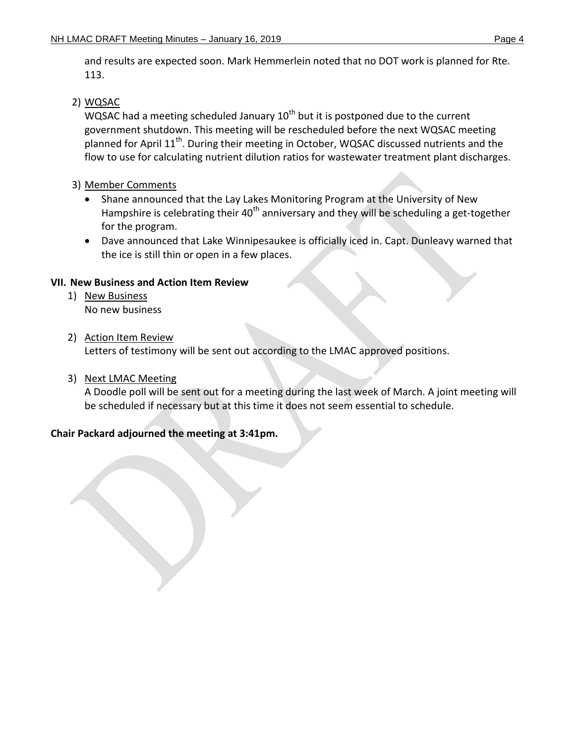and results are expected soon. Mark Hemmerlein noted that no DOT work is planned for Rte. 113.

2) WQSAC

WQSAC had a meeting scheduled January 10th but it is postponed due to the current government shutdown. This meeting will be rescheduled before the next WQSAC meeting planned for April 11th. During their meeting in October, WQSAC discussed nutrients and the flow to use for calculating nutrient dilution ratios for wastewater treatment plant discharges.

3) Member Comments

- Shane announced that the Lay Lakes Monitoring Program at the University of New Hampshire is celebrating their 40th anniversary and they will be scheduling a get-together for the program.
- Dave announced that Lake Winnipesaukee is officially iced in. Capt. Dunleavy warned that the ice is still thin or open in a few places.

**VII. New Business and Action Item Review**

1) New Business

No new business

2) Action Item Review

Letters of testimony will be sent out according to the LMAC approved positions.

3) Next LMAC Meeting

A Doodle poll will be sent out for a meeting during the last week of March. A joint meeting will be scheduled if necessary but at this time it does not seem essential to schedule.

**Chair Packard adjourned the meeting at 3:41pm.**